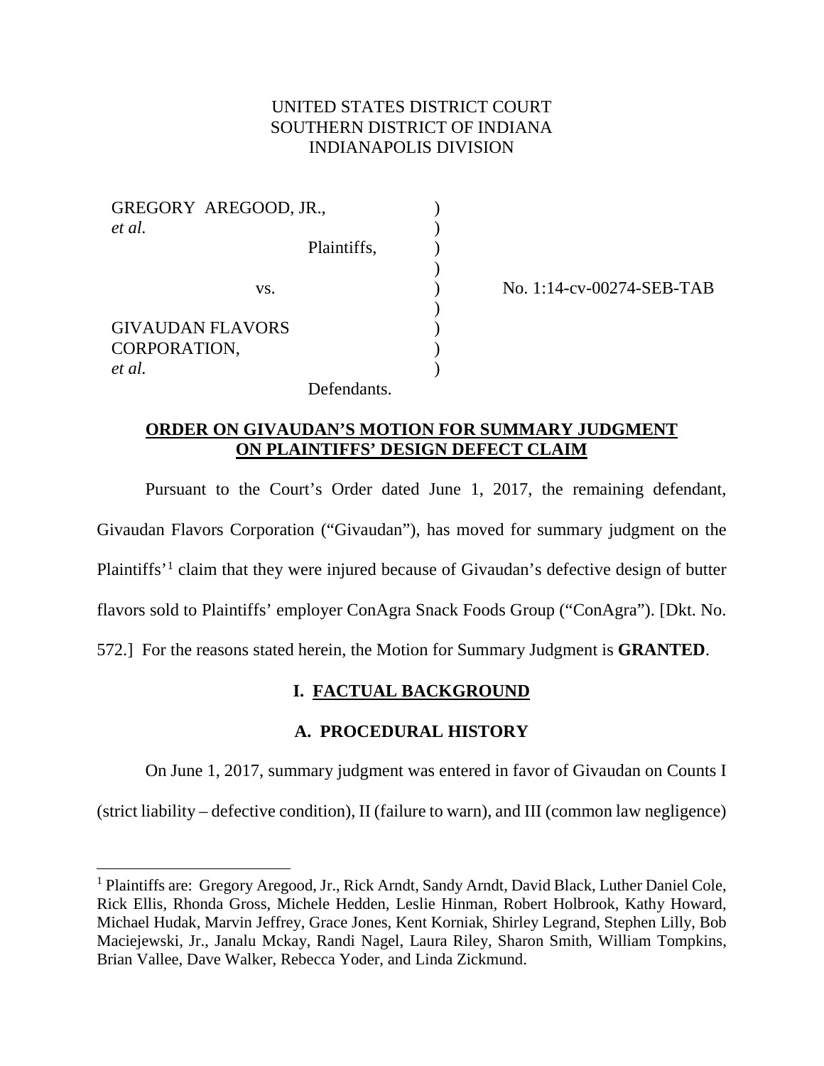UNITED STATES DISTRICT COURT
SOUTHERN DISTRICT OF INDIANA
INDIANAPOLIS DIVISION

| | | |
|---|---|---|
| GREGORY AREGOOD, JR., *et al.* Plaintiffs, | ) | |
| vs. | ) | No. 1:14-cv-00274-SEB-TAB |
| GIVAUDAN FLAVORS CORPORATION, *et al.* Defendants. | ) | |

**ORDER ON GIVAUDAN'S MOTION FOR SUMMARY JUDGMENT ON PLAINTIFFS' DESIGN DEFECT CLAIM**

Pursuant to the Court's Order dated June 1, 2017, the remaining defendant, Givaudan Flavors Corporation ("Givaudan"), has moved for summary judgment on the Plaintiffs'[1] claim that they were injured because of Givaudan's defective design of butter flavors sold to Plaintiffs' employer ConAgra Snack Foods Group ("ConAgra"). [Dkt. No. 572.] For the reasons stated herein, the Motion for Summary Judgment is **GRANTED**.

## I. FACTUAL BACKGROUND

### A. PROCEDURAL HISTORY

On June 1, 2017, summary judgment was entered in favor of Givaudan on Counts I (strict liability – defective condition), II (failure to warn), and III (common law negligence)

[1] Plaintiffs are: Gregory Aregood, Jr., Rick Arndt, Sandy Arndt, David Black, Luther Daniel Cole, Rick Ellis, Rhonda Gross, Michele Hedden, Leslie Hinman, Robert Holbrook, Kathy Howard, Michael Hudak, Marvin Jeffrey, Grace Jones, Kent Korniak, Shirley Legrand, Stephen Lilly, Bob Maciejewski, Jr., Janalu Mckay, Randi Nagel, Laura Riley, Sharon Smith, William Tompkins, Brian Vallee, Dave Walker, Rebecca Yoder, and Linda Zickmund.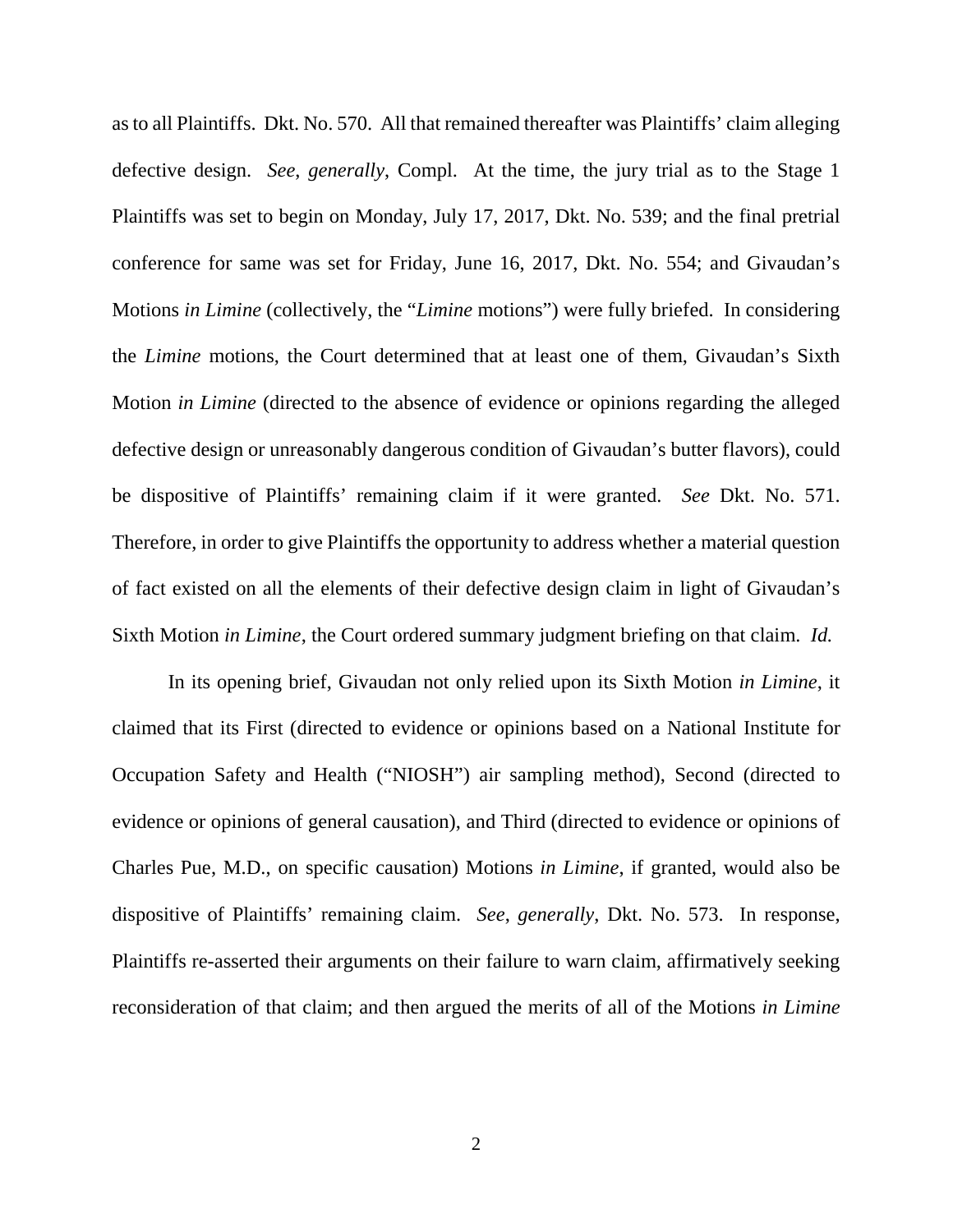as to all Plaintiffs. Dkt. No. 570. All that remained thereafter was Plaintiffs' claim alleging defective design. *See*, *generally*, Compl. At the time, the jury trial as to the Stage 1 Plaintiffs was set to begin on Monday, July 17, 2017, Dkt. No. 539; and the final pretrial conference for same was set for Friday, June 16, 2017, Dkt. No. 554; and Givaudan's Motions *in Limine* (collectively, the "*Limine* motions") were fully briefed. In considering the *Limine* motions, the Court determined that at least one of them, Givaudan's Sixth Motion *in Limine* (directed to the absence of evidence or opinions regarding the alleged defective design or unreasonably dangerous condition of Givaudan's butter flavors), could be dispositive of Plaintiffs' remaining claim if it were granted. *See* Dkt. No. 571. Therefore, in order to give Plaintiffs the opportunity to address whether a material question of fact existed on all the elements of their defective design claim in light of Givaudan's Sixth Motion *in Limine*, the Court ordered summary judgment briefing on that claim. *Id.*

In its opening brief, Givaudan not only relied upon its Sixth Motion *in Limine*, it claimed that its First (directed to evidence or opinions based on a National Institute for Occupation Safety and Health ("NIOSH") air sampling method), Second (directed to evidence or opinions of general causation), and Third (directed to evidence or opinions of Charles Pue, M.D., on specific causation) Motions *in Limine*, if granted, would also be dispositive of Plaintiffs' remaining claim. *See*, *generally*, Dkt. No. 573. In response, Plaintiffs re-asserted their arguments on their failure to warn claim, affirmatively seeking reconsideration of that claim; and then argued the merits of all of the Motions *in Limine*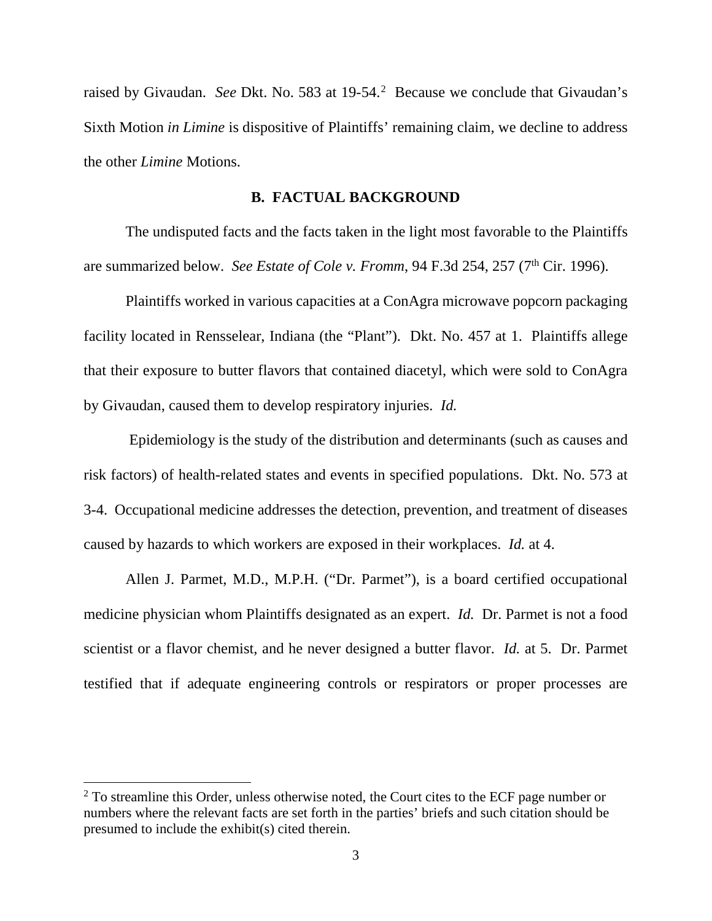raised by Givaudan. *See* Dkt. No. 583 at 19-54.[2] Because we conclude that Givaudan's Sixth Motion *in Limine* is dispositive of Plaintiffs' remaining claim, we decline to address the other *Limine* Motions.

## B. FACTUAL BACKGROUND

The undisputed facts and the facts taken in the light most favorable to the Plaintiffs are summarized below. *See Estate of Cole v. Fromm*, 94 F.3d 254, 257 (7th Cir. 1996).

Plaintiffs worked in various capacities at a ConAgra microwave popcorn packaging facility located in Rensselear, Indiana (the "Plant"). Dkt. No. 457 at 1. Plaintiffs allege that their exposure to butter flavors that contained diacetyl, which were sold to ConAgra by Givaudan, caused them to develop respiratory injuries. *Id.*

Epidemiology is the study of the distribution and determinants (such as causes and risk factors) of health-related states and events in specified populations. Dkt. No. 573 at 3-4. Occupational medicine addresses the detection, prevention, and treatment of diseases caused by hazards to which workers are exposed in their workplaces. *Id.* at 4.

Allen J. Parmet, M.D., M.P.H. ("Dr. Parmet"), is a board certified occupational medicine physician whom Plaintiffs designated as an expert. *Id.* Dr. Parmet is not a food scientist or a flavor chemist, and he never designed a butter flavor. *Id.* at 5. Dr. Parmet testified that if adequate engineering controls or respirators or proper processes are

[2] To streamline this Order, unless otherwise noted, the Court cites to the ECF page number or numbers where the relevant facts are set forth in the parties' briefs and such citation should be presumed to include the exhibit(s) cited therein.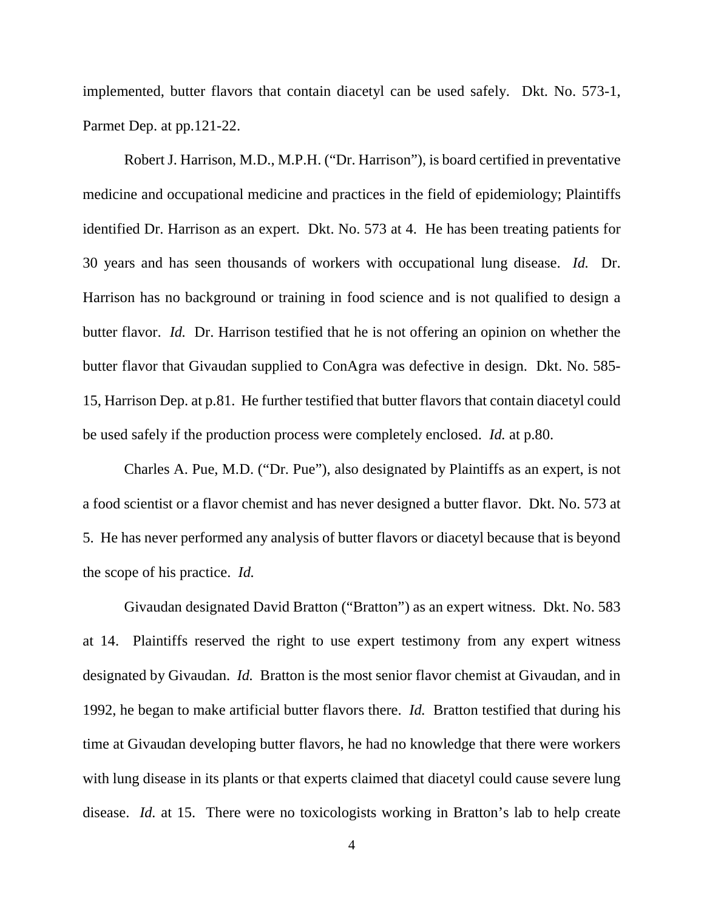implemented, butter flavors that contain diacetyl can be used safely. Dkt. No. 573-1, Parmet Dep. at pp.121-22.

Robert J. Harrison, M.D., M.P.H. ("Dr. Harrison"), is board certified in preventative medicine and occupational medicine and practices in the field of epidemiology; Plaintiffs identified Dr. Harrison as an expert. Dkt. No. 573 at 4. He has been treating patients for 30 years and has seen thousands of workers with occupational lung disease. *Id.* Dr. Harrison has no background or training in food science and is not qualified to design a butter flavor. *Id.* Dr. Harrison testified that he is not offering an opinion on whether the butter flavor that Givaudan supplied to ConAgra was defective in design. Dkt. No. 585-15, Harrison Dep. at p.81. He further testified that butter flavors that contain diacetyl could be used safely if the production process were completely enclosed. *Id.* at p.80.

Charles A. Pue, M.D. ("Dr. Pue"), also designated by Plaintiffs as an expert, is not a food scientist or a flavor chemist and has never designed a butter flavor. Dkt. No. 573 at 5. He has never performed any analysis of butter flavors or diacetyl because that is beyond the scope of his practice. *Id.*

Givaudan designated David Bratton ("Bratton") as an expert witness. Dkt. No. 583 at 14. Plaintiffs reserved the right to use expert testimony from any expert witness designated by Givaudan. *Id.* Bratton is the most senior flavor chemist at Givaudan, and in 1992, he began to make artificial butter flavors there. *Id.* Bratton testified that during his time at Givaudan developing butter flavors, he had no knowledge that there were workers with lung disease in its plants or that experts claimed that diacetyl could cause severe lung disease. *Id.* at 15. There were no toxicologists working in Bratton's lab to help create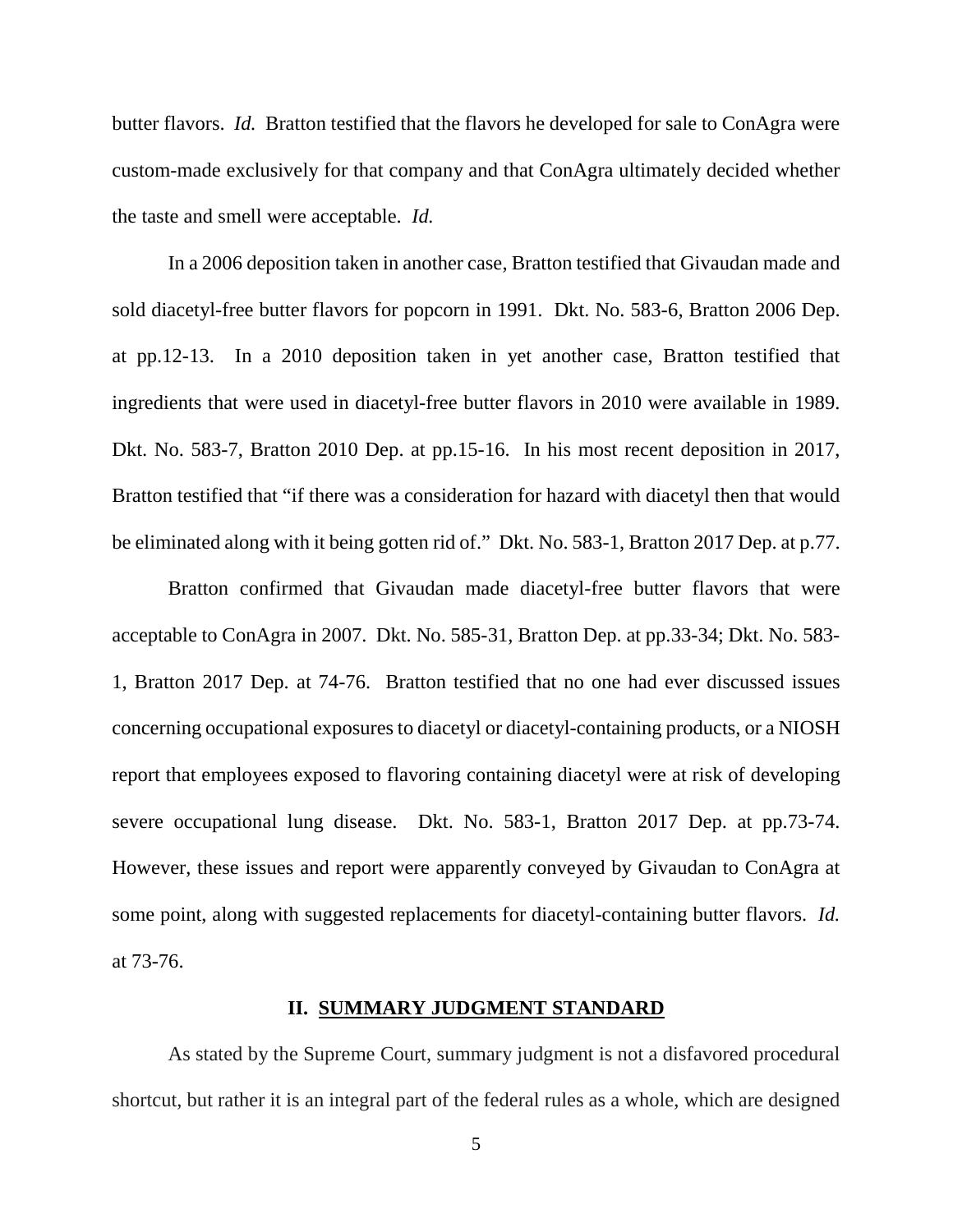butter flavors. *Id.* Bratton testified that the flavors he developed for sale to ConAgra were custom-made exclusively for that company and that ConAgra ultimately decided whether the taste and smell were acceptable. *Id.*

In a 2006 deposition taken in another case, Bratton testified that Givaudan made and sold diacetyl-free butter flavors for popcorn in 1991. Dkt. No. 583-6, Bratton 2006 Dep. at pp.12-13. In a 2010 deposition taken in yet another case, Bratton testified that ingredients that were used in diacetyl-free butter flavors in 2010 were available in 1989. Dkt. No. 583-7, Bratton 2010 Dep. at pp.15-16. In his most recent deposition in 2017, Bratton testified that "if there was a consideration for hazard with diacetyl then that would be eliminated along with it being gotten rid of." Dkt. No. 583-1, Bratton 2017 Dep. at p.77.

Bratton confirmed that Givaudan made diacetyl-free butter flavors that were acceptable to ConAgra in 2007. Dkt. No. 585-31, Bratton Dep. at pp.33-34; Dkt. No. 583-1, Bratton 2017 Dep. at 74-76. Bratton testified that no one had ever discussed issues concerning occupational exposures to diacetyl or diacetyl-containing products, or a NIOSH report that employees exposed to flavoring containing diacetyl were at risk of developing severe occupational lung disease. Dkt. No. 583-1, Bratton 2017 Dep. at pp.73-74. However, these issues and report were apparently conveyed by Givaudan to ConAgra at some point, along with suggested replacements for diacetyl-containing butter flavors. *Id.* at 73-76.

## II. SUMMARY JUDGMENT STANDARD

As stated by the Supreme Court, summary judgment is not a disfavored procedural shortcut, but rather it is an integral part of the federal rules as a whole, which are designed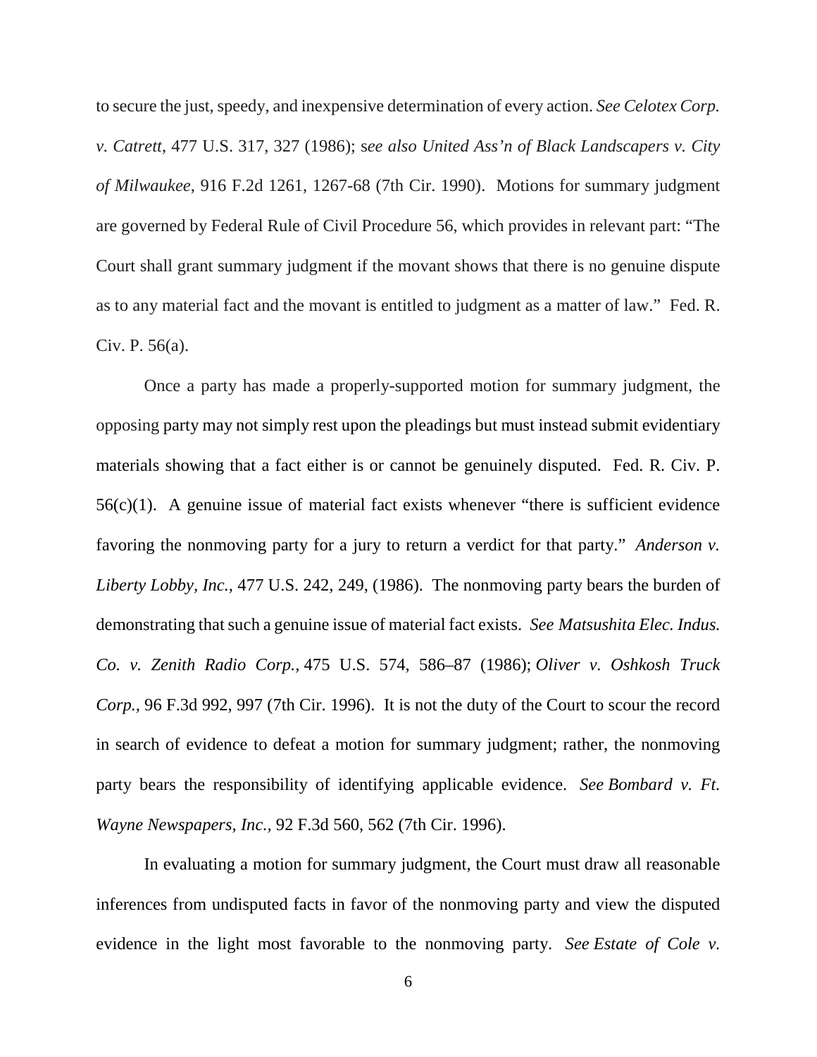to secure the just, speedy, and inexpensive determination of every action. *See Celotex Corp. v. Catrett*, 477 U.S. 317, 327 (1986); s*ee also United Ass'n of Black Landscapers v. City of Milwaukee*, 916 F.2d 1261, 1267-68 (7th Cir. 1990). Motions for summary judgment are governed by Federal Rule of Civil Procedure 56, which provides in relevant part: "The Court shall grant summary judgment if the movant shows that there is no genuine dispute as to any material fact and the movant is entitled to judgment as a matter of law." Fed. R. Civ. P. 56(a).

Once a party has made a properly-supported motion for summary judgment, the opposing party may not simply rest upon the pleadings but must instead submit evidentiary materials showing that a fact either is or cannot be genuinely disputed. Fed. R. Civ. P. 56(c)(1). A genuine issue of material fact exists whenever "there is sufficient evidence favoring the nonmoving party for a jury to return a verdict for that party." *Anderson v. Liberty Lobby, Inc.*, 477 U.S. 242, 249, (1986). The nonmoving party bears the burden of demonstrating that such a genuine issue of material fact exists. *See Matsushita Elec. Indus. Co. v. Zenith Radio Corp.*, 475 U.S. 574, 586–87 (1986); *Oliver v. Oshkosh Truck Corp.*, 96 F.3d 992, 997 (7th Cir. 1996). It is not the duty of the Court to scour the record in search of evidence to defeat a motion for summary judgment; rather, the nonmoving party bears the responsibility of identifying applicable evidence. *See Bombard v. Ft. Wayne Newspapers, Inc.*, 92 F.3d 560, 562 (7th Cir. 1996).

In evaluating a motion for summary judgment, the Court must draw all reasonable inferences from undisputed facts in favor of the nonmoving party and view the disputed evidence in the light most favorable to the nonmoving party. *See Estate of Cole v.*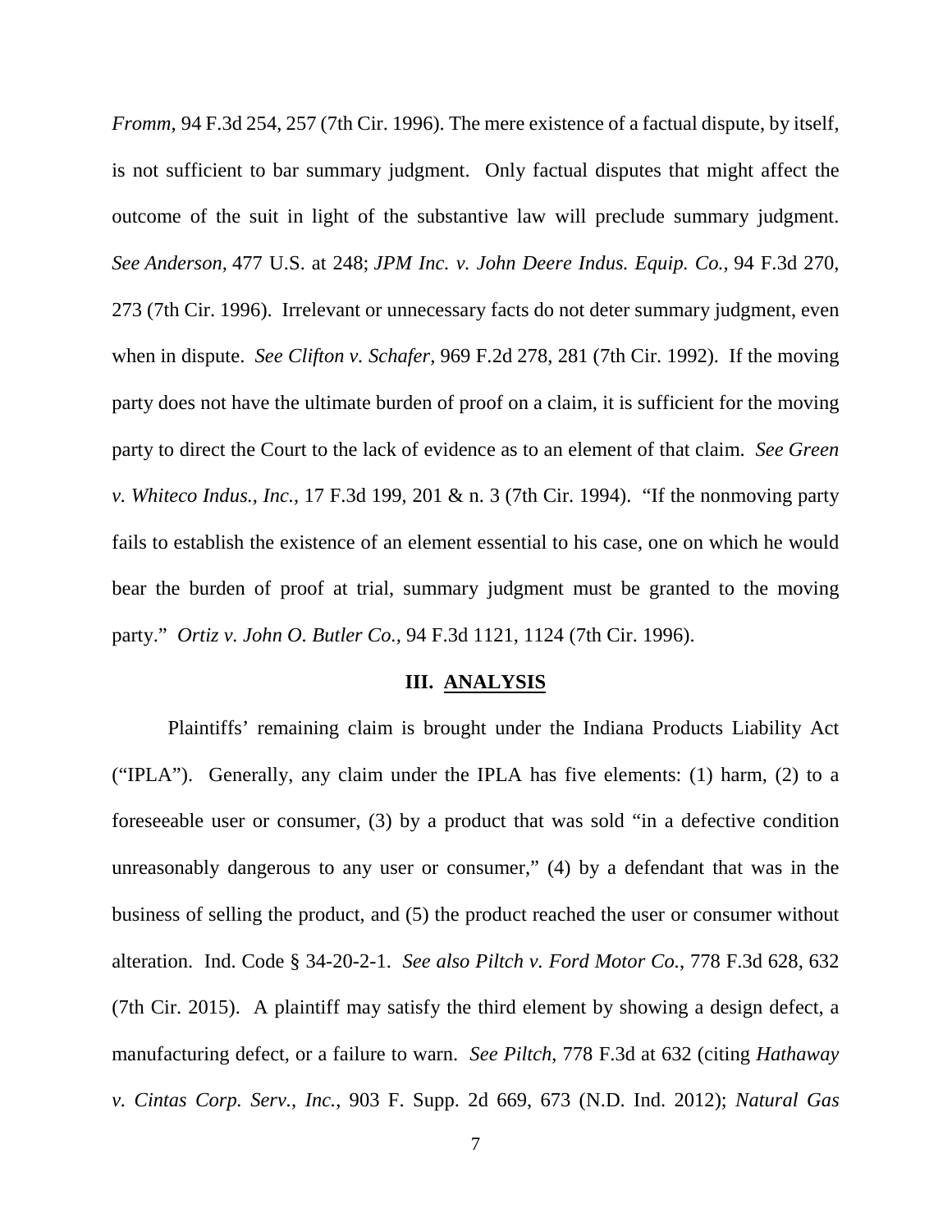*Fromm*, 94 F.3d 254, 257 (7th Cir. 1996). The mere existence of a factual dispute, by itself, is not sufficient to bar summary judgment. Only factual disputes that might affect the outcome of the suit in light of the substantive law will preclude summary judgment. *See Anderson*, 477 U.S. at 248; *JPM Inc. v. John Deere Indus. Equip. Co.*, 94 F.3d 270, 273 (7th Cir. 1996). Irrelevant or unnecessary facts do not deter summary judgment, even when in dispute. *See Clifton v. Schafer,* 969 F.2d 278, 281 (7th Cir. 1992). If the moving party does not have the ultimate burden of proof on a claim, it is sufficient for the moving party to direct the Court to the lack of evidence as to an element of that claim. *See Green v. Whiteco Indus., Inc.*, 17 F.3d 199, 201 & n. 3 (7th Cir. 1994). "If the nonmoving party fails to establish the existence of an element essential to his case, one on which he would bear the burden of proof at trial, summary judgment must be granted to the moving party." *Ortiz v. John O. Butler Co.,* 94 F.3d 1121, 1124 (7th Cir. 1996).

## III. ANALYSIS

Plaintiffs' remaining claim is brought under the Indiana Products Liability Act ("IPLA"). Generally, any claim under the IPLA has five elements: (1) harm, (2) to a foreseeable user or consumer, (3) by a product that was sold "in a defective condition unreasonably dangerous to any user or consumer," (4) by a defendant that was in the business of selling the product, and (5) the product reached the user or consumer without alteration. Ind. Code § 34-20-2-1. *See also Piltch v. Ford Motor Co.*, 778 F.3d 628, 632 (7th Cir. 2015). A plaintiff may satisfy the third element by showing a design defect, a manufacturing defect, or a failure to warn. *See Piltch*, 778 F.3d at 632 (citing *Hathaway v. Cintas Corp. Serv., Inc.*, 903 F. Supp. 2d 669, 673 (N.D. Ind. 2012); *Natural Gas*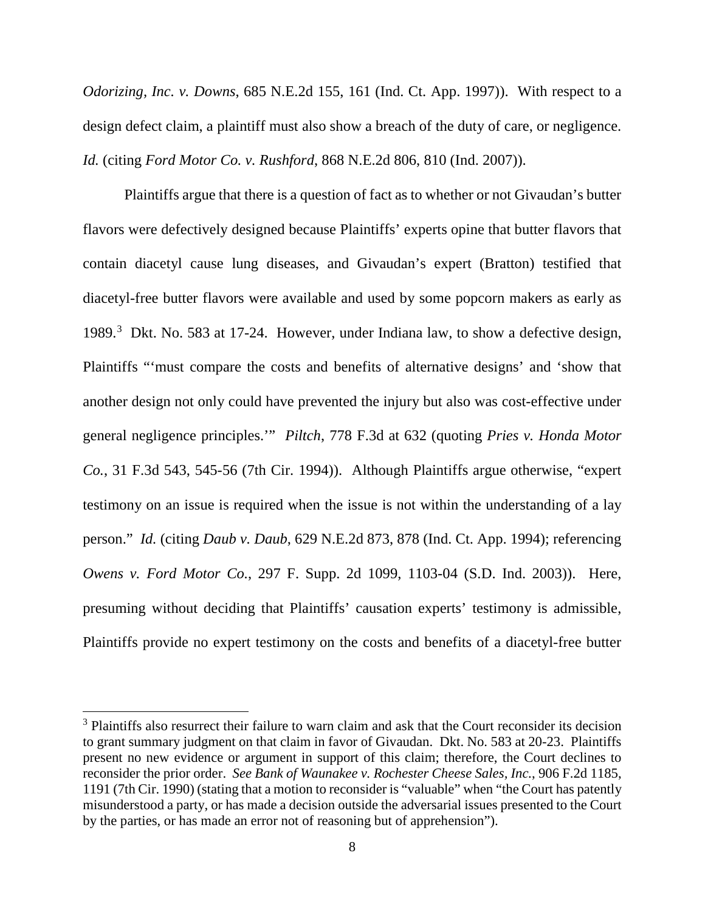*Odorizing, Inc. v. Downs*, 685 N.E.2d 155, 161 (Ind. Ct. App. 1997)). With respect to a design defect claim, a plaintiff must also show a breach of the duty of care, or negligence. *Id.* (citing *Ford Motor Co. v. Rushford*, 868 N.E.2d 806, 810 (Ind. 2007)).

Plaintiffs argue that there is a question of fact as to whether or not Givaudan's butter flavors were defectively designed because Plaintiffs' experts opine that butter flavors that contain diacetyl cause lung diseases, and Givaudan's expert (Bratton) testified that diacetyl-free butter flavors were available and used by some popcorn makers as early as 1989.[3] Dkt. No. 583 at 17-24. However, under Indiana law, to show a defective design, Plaintiffs "'must compare the costs and benefits of alternative designs' and 'show that another design not only could have prevented the injury but also was cost-effective under general negligence principles.'" *Piltch*, 778 F.3d at 632 (quoting *Pries v. Honda Motor Co.*, 31 F.3d 543, 545-56 (7th Cir. 1994)). Although Plaintiffs argue otherwise, "expert testimony on an issue is required when the issue is not within the understanding of a lay person." *Id.* (citing *Daub v. Daub*, 629 N.E.2d 873, 878 (Ind. Ct. App. 1994); referencing *Owens v. Ford Motor Co.*, 297 F. Supp. 2d 1099, 1103-04 (S.D. Ind. 2003)). Here, presuming without deciding that Plaintiffs' causation experts' testimony is admissible, Plaintiffs provide no expert testimony on the costs and benefits of a diacetyl-free butter

[3] Plaintiffs also resurrect their failure to warn claim and ask that the Court reconsider its decision to grant summary judgment on that claim in favor of Givaudan. Dkt. No. 583 at 20-23. Plaintiffs present no new evidence or argument in support of this claim; therefore, the Court declines to reconsider the prior order. *See Bank of Waunakee v. Rochester Cheese Sales, Inc.*, 906 F.2d 1185, 1191 (7th Cir. 1990) (stating that a motion to reconsider is "valuable" when "the Court has patently misunderstood a party, or has made a decision outside the adversarial issues presented to the Court by the parties, or has made an error not of reasoning but of apprehension").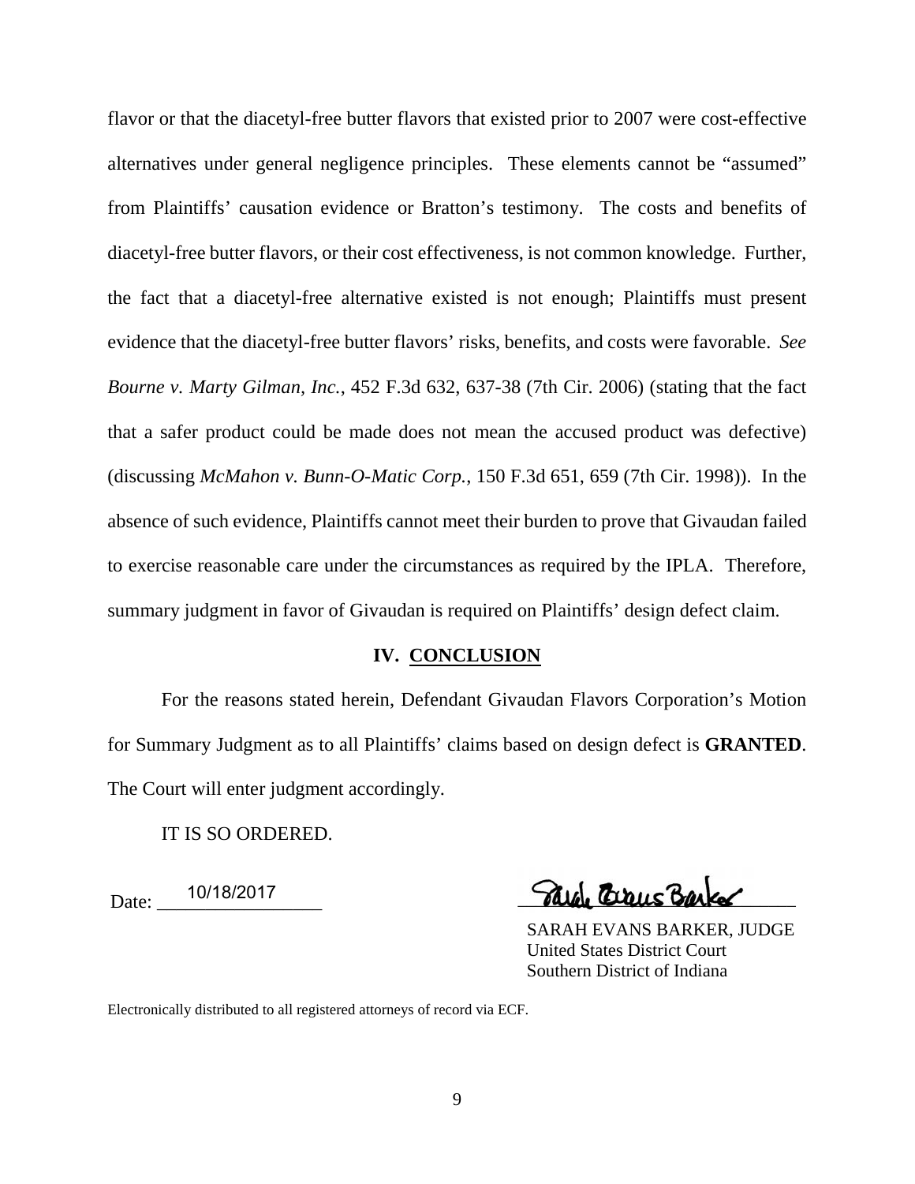flavor or that the diacetyl-free butter flavors that existed prior to 2007 were cost-effective alternatives under general negligence principles. These elements cannot be "assumed" from Plaintiffs' causation evidence or Bratton's testimony. The costs and benefits of diacetyl-free butter flavors, or their cost effectiveness, is not common knowledge. Further, the fact that a diacetyl-free alternative existed is not enough; Plaintiffs must present evidence that the diacetyl-free butter flavors' risks, benefits, and costs were favorable. *See Bourne v. Marty Gilman, Inc.*, 452 F.3d 632, 637-38 (7th Cir. 2006) (stating that the fact that a safer product could be made does not mean the accused product was defective) (discussing *McMahon v. Bunn-O-Matic Corp.*, 150 F.3d 651, 659 (7th Cir. 1998)). In the absence of such evidence, Plaintiffs cannot meet their burden to prove that Givaudan failed to exercise reasonable care under the circumstances as required by the IPLA. Therefore, summary judgment in favor of Givaudan is required on Plaintiffs' design defect claim.

## IV. CONCLUSION

For the reasons stated herein, Defendant Givaudan Flavors Corporation's Motion for Summary Judgment as to all Plaintiffs' claims based on design defect is **GRANTED**. The Court will enter judgment accordingly.

IT IS SO ORDERED.

Date: 10/18/2017

Sarah Evans Barker

SARAH EVANS BARKER, JUDGE
United States District Court
Southern District of Indiana

Electronically distributed to all registered attorneys of record via ECF.